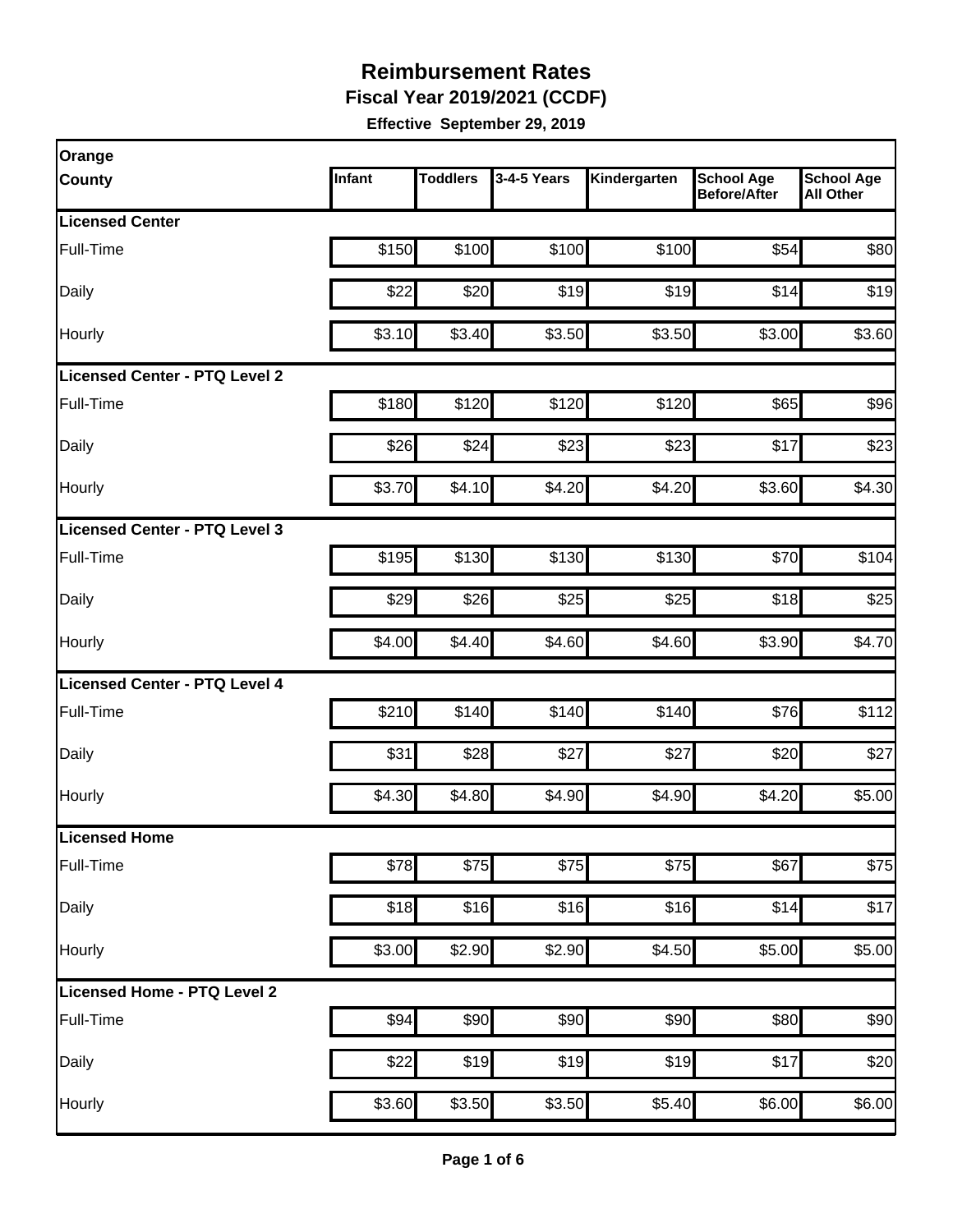# Reimbursement Rates

## Fiscal Year 2019/2021 (CCDF)

**Effective September 29, 2019**

| Orange County | Infant | Toddlers | 3-4-5 Years | Kindergarten | School Age Before/After | School Age All Other |
|---|---|---|---|---|---|---|
| **Licensed Center** | | | | | | |
| Full-Time | $150 | $100 | $100 | $100 | $54 | $80 |
| Daily | $22 | $20 | $19 | $19 | $14 | $19 |
| Hourly | $3.10 | $3.40 | $3.50 | $3.50 | $3.00 | $3.60 |
| **Licensed Center - PTQ Level 2** | | | | | | |
| Full-Time | $180 | $120 | $120 | $120 | $65 | $96 |
| Daily | $26 | $24 | $23 | $23 | $17 | $23 |
| Hourly | $3.70 | $4.10 | $4.20 | $4.20 | $3.60 | $4.30 |
| **Licensed Center - PTQ Level 3** | | | | | | |
| Full-Time | $195 | $130 | $130 | $130 | $70 | $104 |
| Daily | $29 | $26 | $25 | $25 | $18 | $25 |
| Hourly | $4.00 | $4.40 | $4.60 | $4.60 | $3.90 | $4.70 |
| **Licensed Center - PTQ Level 4** | | | | | | |
| Full-Time | $210 | $140 | $140 | $140 | $76 | $112 |
| Daily | $31 | $28 | $27 | $27 | $20 | $27 |
| Hourly | $4.30 | $4.80 | $4.90 | $4.90 | $4.20 | $5.00 |
| **Licensed Home** | | | | | | |
| Full-Time | $78 | $75 | $75 | $75 | $67 | $75 |
| Daily | $18 | $16 | $16 | $16 | $14 | $17 |
| Hourly | $3.00 | $2.90 | $2.90 | $4.50 | $5.00 | $5.00 |
| **Licensed Home - PTQ Level 2** | | | | | | |
| Full-Time | $94 | $90 | $90 | $90 | $80 | $90 |
| Daily | $22 | $19 | $19 | $19 | $17 | $20 |
| Hourly | $3.60 | $3.50 | $3.50 | $5.40 | $6.00 | $6.00 |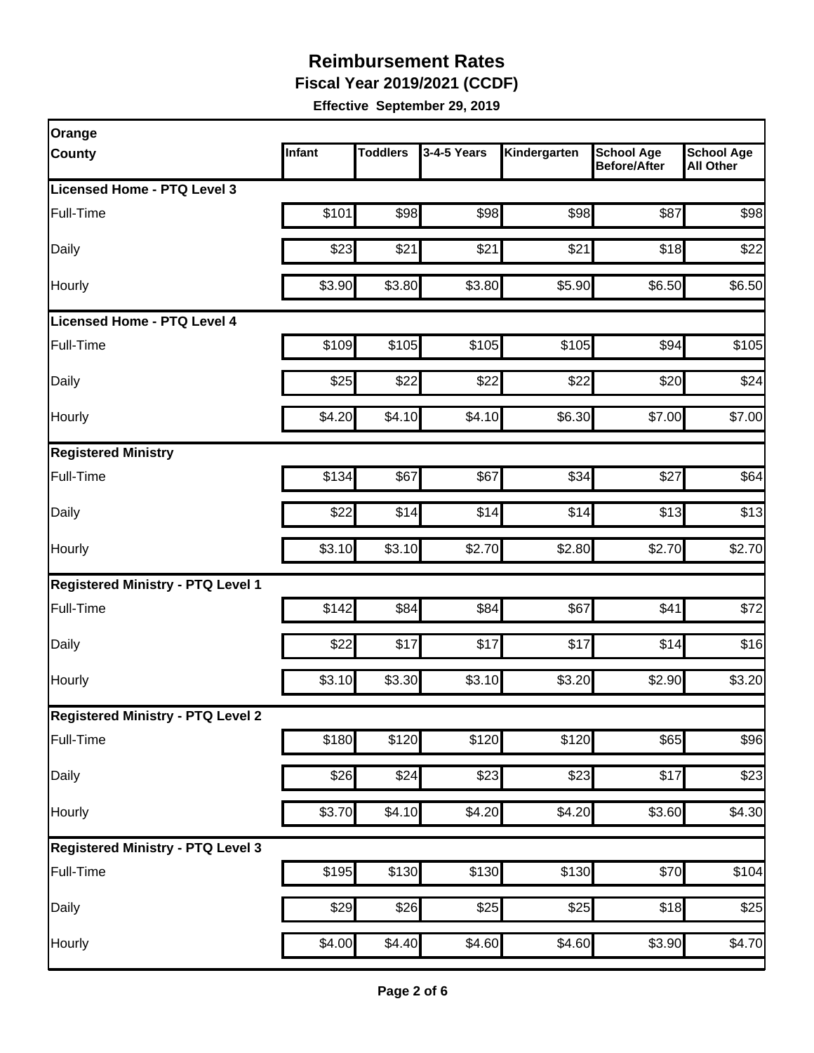# Reimbursement Rates

**Fiscal Year 2019/2021 (CCDF)**

**Effective September 29, 2019**

| Orange County | Infant | Toddlers | 3-4-5 Years | Kindergarten | School Age Before/After | School Age All Other |
|---|---|---|---|---|---|---|
| **Licensed Home - PTQ Level 3** | | | | | | |
| Full-Time | $101 | $98 | $98 | $98 | $87 | $98 |
| Daily | $23 | $21 | $21 | $21 | $18 | $22 |
| Hourly | $3.90 | $3.80 | $3.80 | $5.90 | $6.50 | $6.50 |
| **Licensed Home - PTQ Level 4** | | | | | | |
| Full-Time | $109 | $105 | $105 | $105 | $94 | $105 |
| Daily | $25 | $22 | $22 | $22 | $20 | $24 |
| Hourly | $4.20 | $4.10 | $4.10 | $6.30 | $7.00 | $7.00 |
| **Registered Ministry** | | | | | | |
| Full-Time | $134 | $67 | $67 | $34 | $27 | $64 |
| Daily | $22 | $14 | $14 | $14 | $13 | $13 |
| Hourly | $3.10 | $3.10 | $2.70 | $2.80 | $2.70 | $2.70 |
| **Registered Ministry - PTQ Level 1** | | | | | | |
| Full-Time | $142 | $84 | $84 | $67 | $41 | $72 |
| Daily | $22 | $17 | $17 | $17 | $14 | $16 |
| Hourly | $3.10 | $3.30 | $3.10 | $3.20 | $2.90 | $3.20 |
| **Registered Ministry - PTQ Level 2** | | | | | | |
| Full-Time | $180 | $120 | $120 | $120 | $65 | $96 |
| Daily | $26 | $24 | $23 | $23 | $17 | $23 |
| Hourly | $3.70 | $4.10 | $4.20 | $4.20 | $3.60 | $4.30 |
| **Registered Ministry - PTQ Level 3** | | | | | | |
| Full-Time | $195 | $130 | $130 | $130 | $70 | $104 |
| Daily | $29 | $26 | $25 | $25 | $18 | $25 |
| Hourly | $4.00 | $4.40 | $4.60 | $4.60 | $3.90 | $4.70 |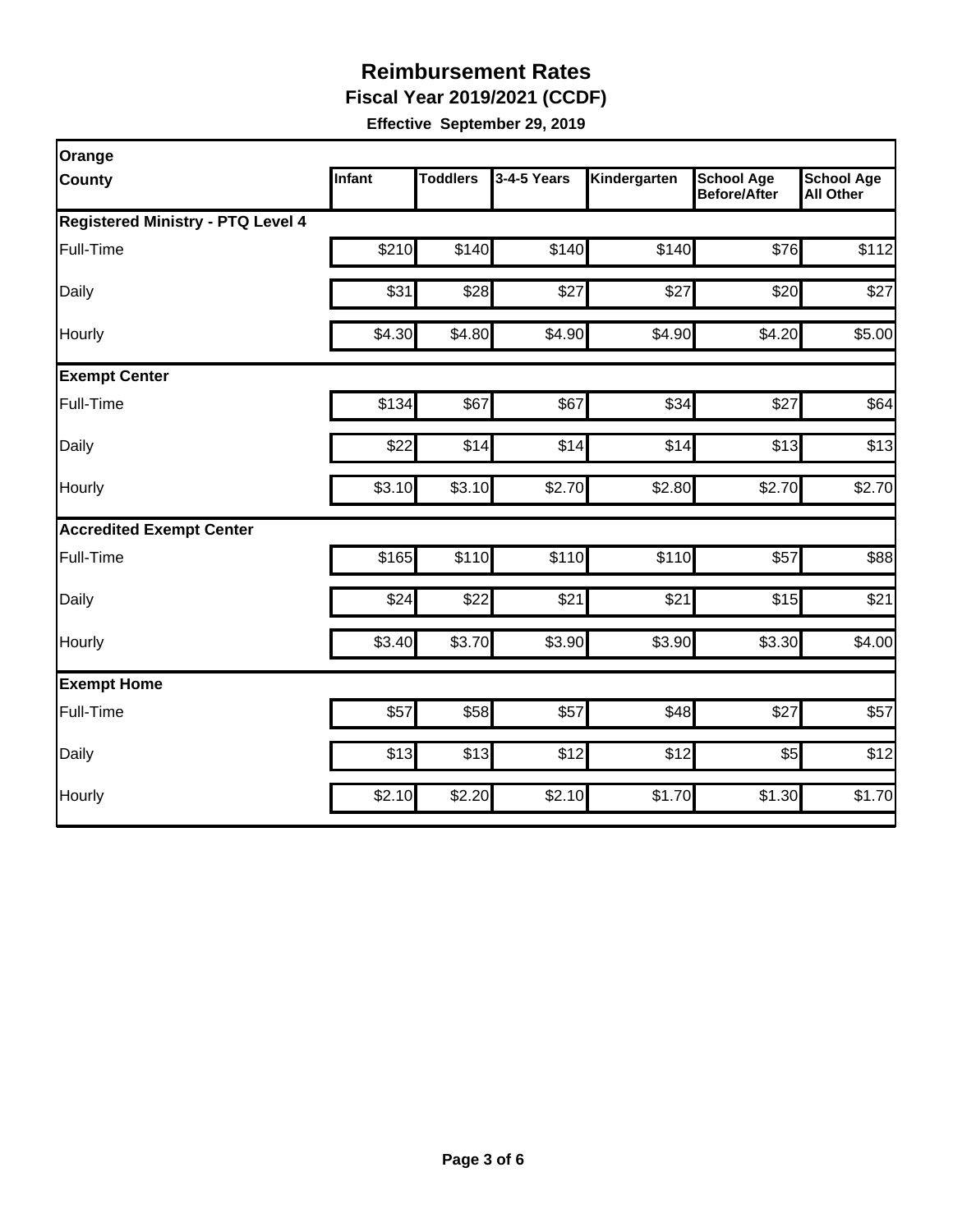# Reimbursement Rates

**Fiscal Year 2019/2021 (CCDF)**

**Effective September 29, 2019**

| Orange County | Infant | Toddlers | 3-4-5 Years | Kindergarten | School Age Before/After | School Age All Other |
|---|---|---|---|---|---|---|
| **Registered Ministry - PTQ Level 4** | | | | | | |
| Full-Time | $210 | $140 | $140 | $140 | $76 | $112 |
| Daily | $31 | $28 | $27 | $27 | $20 | $27 |
| Hourly | $4.30 | $4.80 | $4.90 | $4.90 | $4.20 | $5.00 |
| **Exempt Center** | | | | | | |
| Full-Time | $134 | $67 | $67 | $34 | $27 | $64 |
| Daily | $22 | $14 | $14 | $14 | $13 | $13 |
| Hourly | $3.10 | $3.10 | $2.70 | $2.80 | $2.70 | $2.70 |
| **Accredited Exempt Center** | | | | | | |
| Full-Time | $165 | $110 | $110 | $110 | $57 | $88 |
| Daily | $24 | $22 | $21 | $21 | $15 | $21 |
| Hourly | $3.40 | $3.70 | $3.90 | $3.90 | $3.30 | $4.00 |
| **Exempt Home** | | | | | | |
| Full-Time | $57 | $58 | $57 | $48 | $27 | $57 |
| Daily | $13 | $13 | $12 | $12 | $5 | $12 |
| Hourly | $2.10 | $2.20 | $2.10 | $1.70 | $1.30 | $1.70 |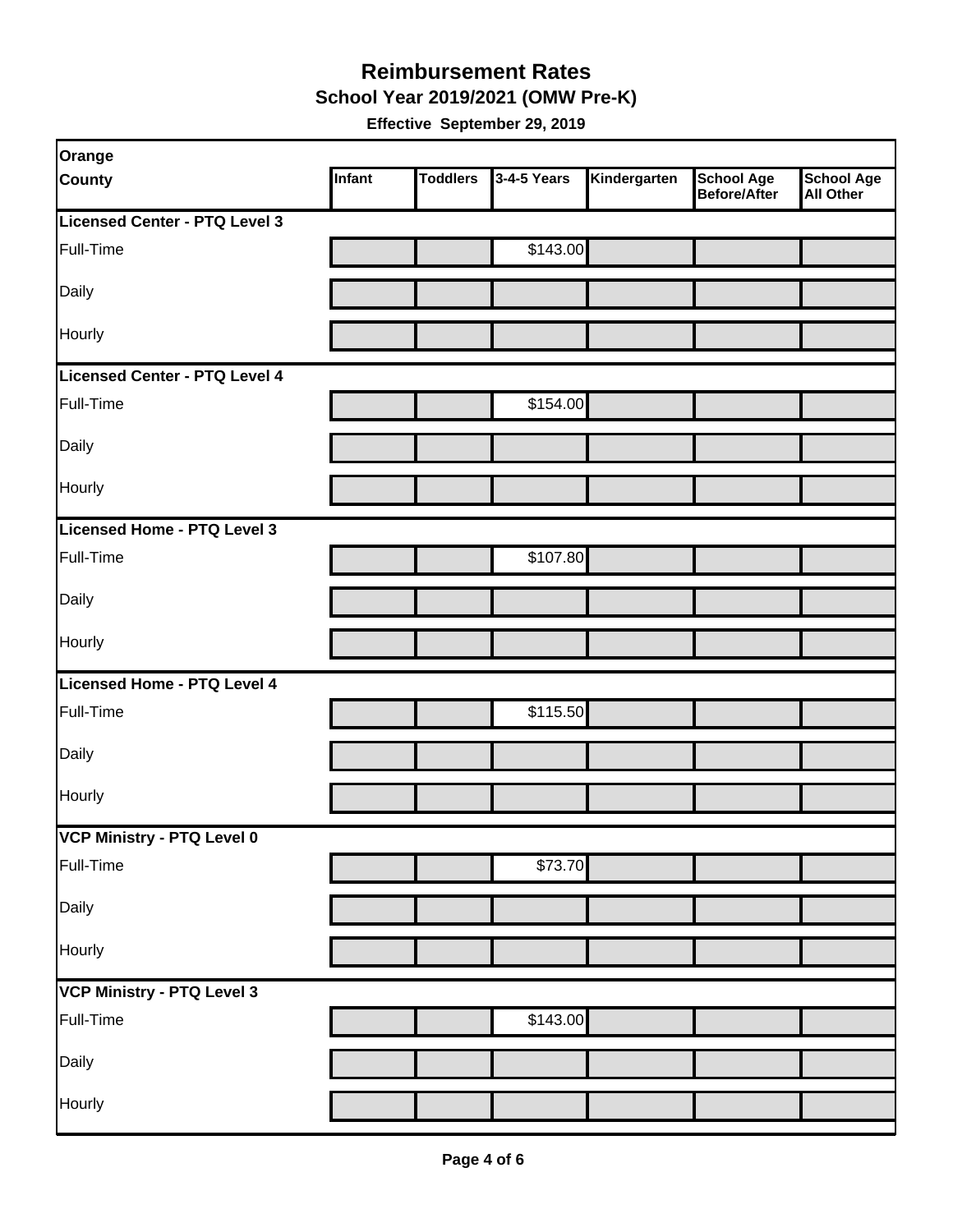# Reimbursement Rates

## School Year 2019/2021 (OMW Pre-K)

**Effective September 29, 2019**

| Orange County | Infant | Toddlers | 3-4-5 Years | Kindergarten | School Age Before/After | School Age All Other |
|---|---|---|---|---|---|---|
| **Licensed Center - PTQ Level 3** | | | | | | |
| Full-Time | | | $143.00 | | | |
| Daily | | | | | | |
| Hourly | | | | | | |
| **Licensed Center - PTQ Level 4** | | | | | | |
| Full-Time | | | $154.00 | | | |
| Daily | | | | | | |
| Hourly | | | | | | |
| **Licensed Home - PTQ Level 3** | | | | | | |
| Full-Time | | | $107.80 | | | |
| Daily | | | | | | |
| Hourly | | | | | | |
| **Licensed Home - PTQ Level 4** | | | | | | |
| Full-Time | | | $115.50 | | | |
| Daily | | | | | | |
| Hourly | | | | | | |
| **VCP Ministry - PTQ Level 0** | | | | | | |
| Full-Time | | | $73.70 | | | |
| Daily | | | | | | |
| Hourly | | | | | | |
| **VCP Ministry - PTQ Level 3** | | | | | | |
| Full-Time | | | $143.00 | | | |
| Daily | | | | | | |
| Hourly | | | | | | |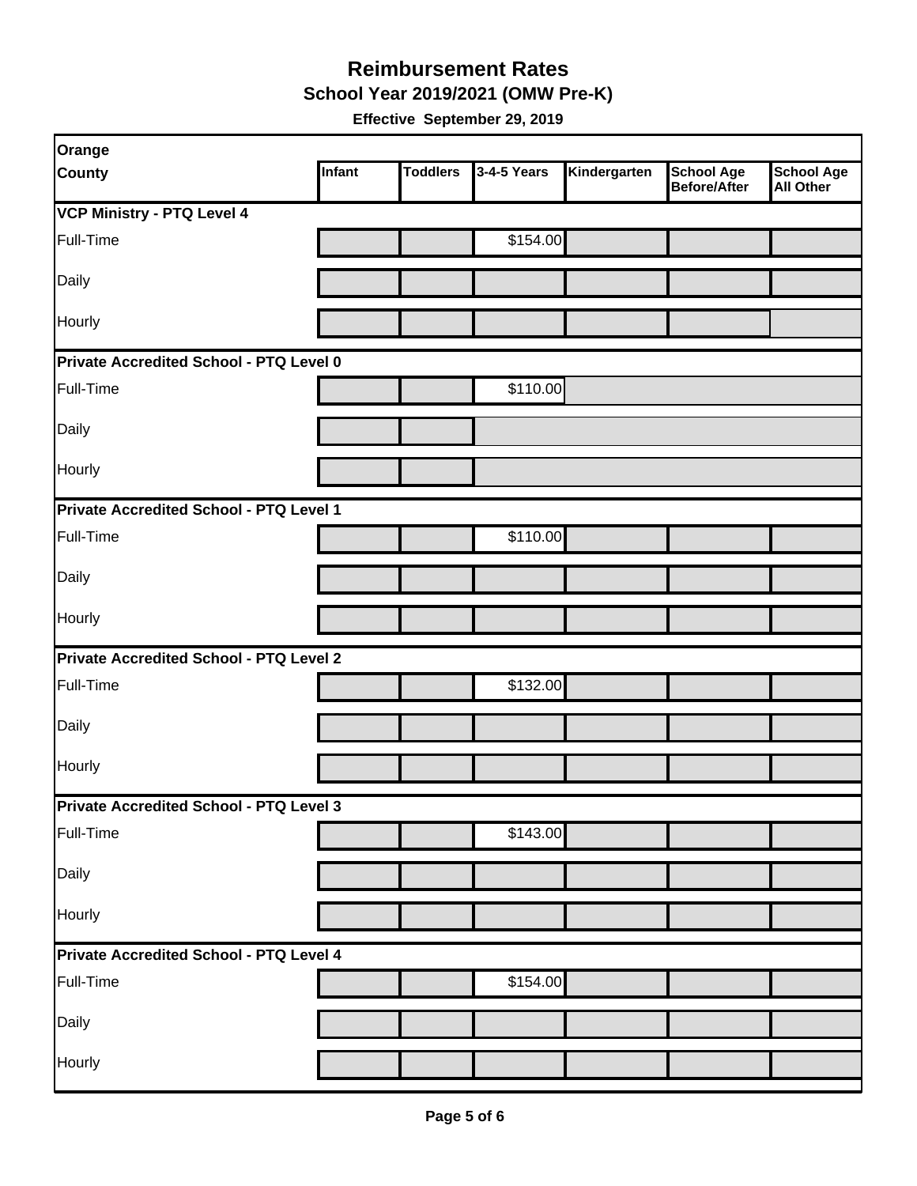## Reimbursement Rates

### School Year 2019/2021 (OMW Pre-K)

**Effective September 29, 2019**

| Orange County | Infant | Toddlers | 3-4-5 Years | Kindergarten | School Age Before/After | School Age All Other |
|---|---|---|---|---|---|---|
| **VCP Ministry - PTQ Level 4** | | | | | | |
| Full-Time | | | $154.00 | | | |
| Daily | | | | | | |
| Hourly | | | | | | |
| **Private Accredited School - PTQ Level 0** | | | | | | |
| Full-Time | | | $110.00 | | | |
| Daily | | | | | | |
| Hourly | | | | | | |
| **Private Accredited School - PTQ Level 1** | | | | | | |
| Full-Time | | | $110.00 | | | |
| Daily | | | | | | |
| Hourly | | | | | | |
| **Private Accredited School - PTQ Level 2** | | | | | | |
| Full-Time | | | $132.00 | | | |
| Daily | | | | | | |
| Hourly | | | | | | |
| **Private Accredited School - PTQ Level 3** | | | | | | |
| Full-Time | | | $143.00 | | | |
| Daily | | | | | | |
| Hourly | | | | | | |
| **Private Accredited School - PTQ Level 4** | | | | | | |
| Full-Time | | | $154.00 | | | |
| Daily | | | | | | |
| Hourly | | | | | | |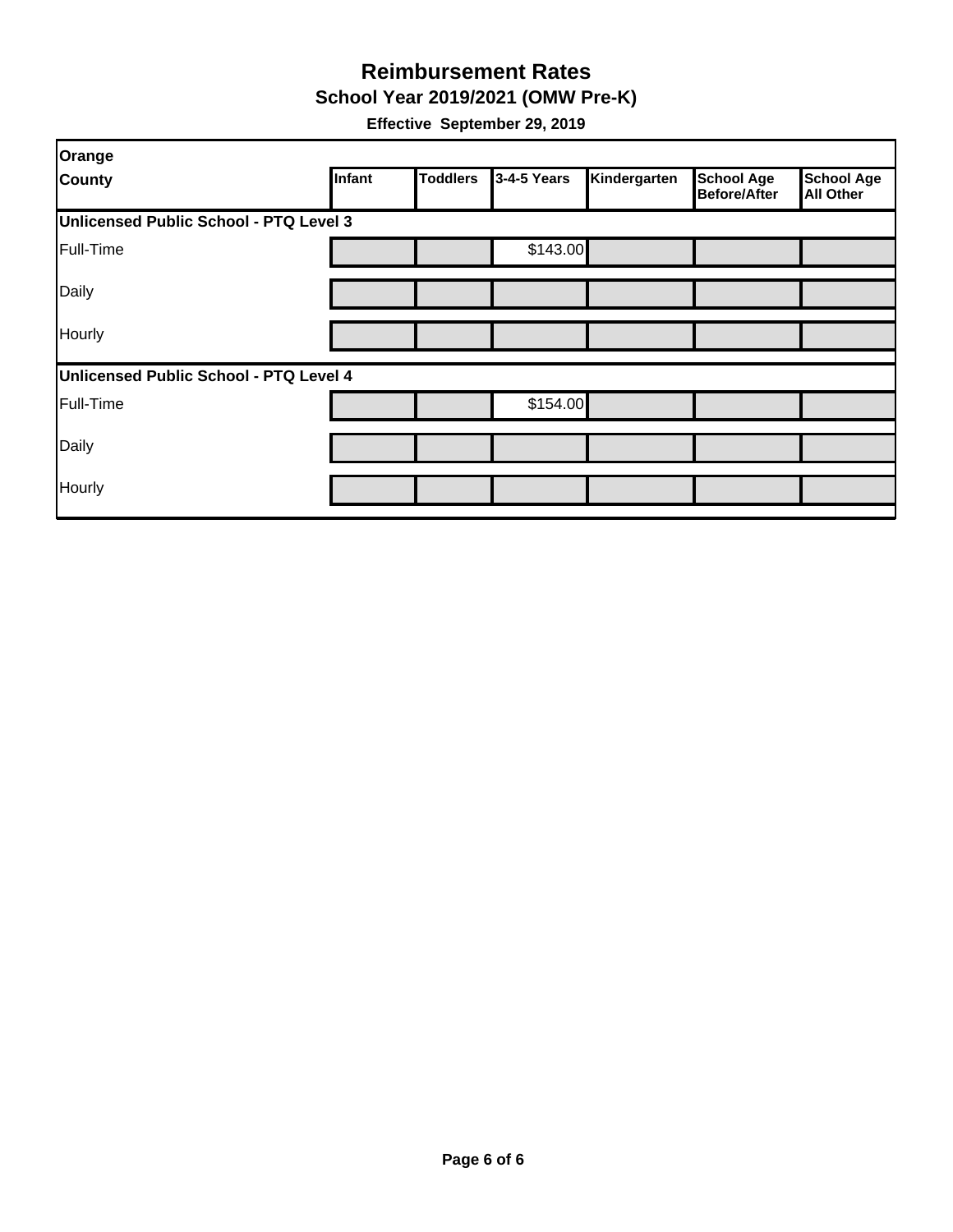# Reimbursement Rates

## School Year 2019/2021 (OMW Pre-K)

**Effective September 29, 2019**

| Orange County | Infant | Toddlers | 3-4-5 Years | Kindergarten | School Age Before/After | School Age All Other |
|---|---|---|---|---|---|---|
| **Unlicensed Public School - PTQ Level 3** | | | | | | |
| Full-Time | | | $143.00 | | | |
| Daily | | | | | | |
| Hourly | | | | | | |
| **Unlicensed Public School - PTQ Level 4** | | | | | | |
| Full-Time | | | $154.00 | | | |
| Daily | | | | | | |
| Hourly | | | | | | |